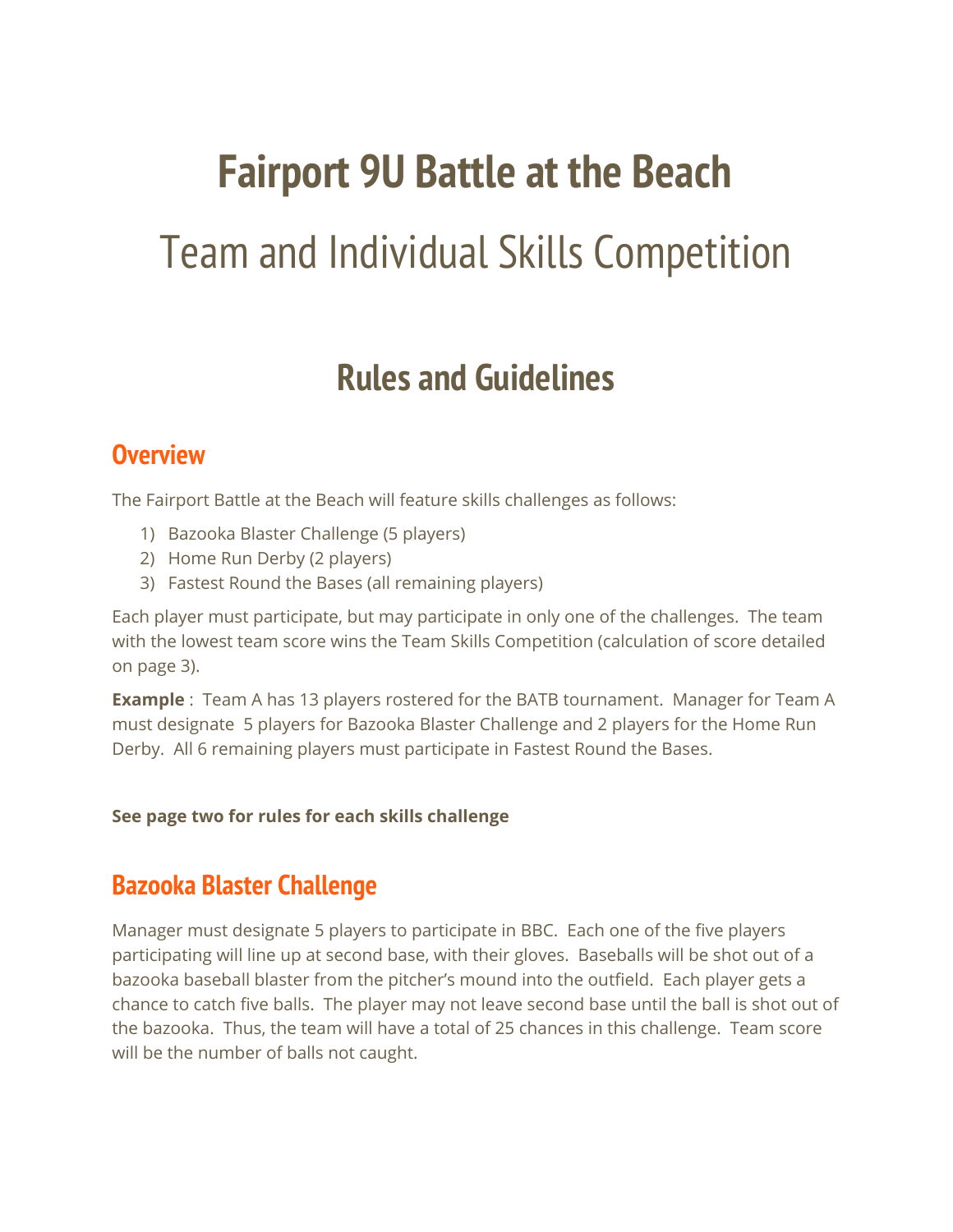# Fairport 9U Battle at the Beach

## Team and Individual Skills Competition

## Rules and Guidelines

### Overview

The Fairport Battle at the Beach will feature skills challenges as follows:

1) Bazooka Blaster Challenge (5 players)
2) Home Run Derby (2 players)
3) Fastest Round the Bases (all remaining players)

Each player must participate, but may participate in only one of the challenges. The team with the lowest team score wins the Team Skills Competition (calculation of score detailed on page 3).

**Example** : Team A has 13 players rostered for the BATB tournament. Manager for Team A must designate 5 players for Bazooka Blaster Challenge and 2 players for the Home Run Derby. All 6 remaining players must participate in Fastest Round the Bases.

**See page two for rules for each skills challenge**

### Bazooka Blaster Challenge

Manager must designate 5 players to participate in BBC. Each one of the five players participating will line up at second base, with their gloves. Baseballs will be shot out of a bazooka baseball blaster from the pitcher's mound into the outfield. Each player gets a chance to catch five balls. The player may not leave second base until the ball is shot out of the bazooka. Thus, the team will have a total of 25 chances in this challenge. Team score will be the number of balls not caught.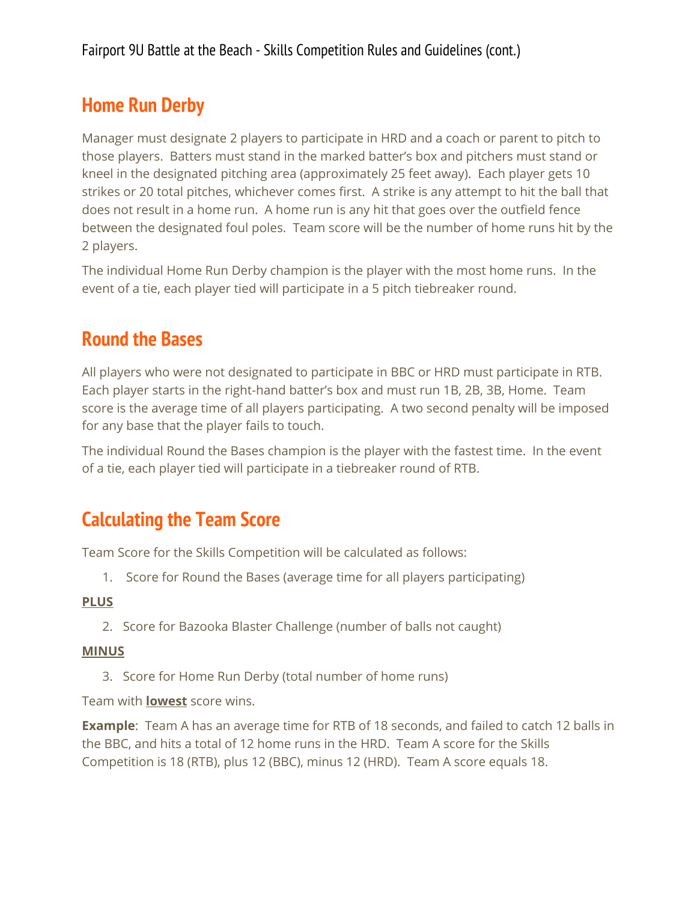## Home Run Derby

Manager must designate 2 players to participate in HRD and a coach or parent to pitch to those players. Batters must stand in the marked batter's box and pitchers must stand or kneel in the designated pitching area (approximately 25 feet away). Each player gets 10 strikes or 20 total pitches, whichever comes first. A strike is any attempt to hit the ball that does not result in a home run. A home run is any hit that goes over the outfield fence between the designated foul poles. Team score will be the number of home runs hit by the 2 players.

The individual Home Run Derby champion is the player with the most home runs. In the event of a tie, each player tied will participate in a 5 pitch tiebreaker round.

## Round the Bases

All players who were not designated to participate in BBC or HRD must participate in RTB. Each player starts in the right-hand batter's box and must run 1B, 2B, 3B, Home. Team score is the average time of all players participating. A two second penalty will be imposed for any base that the player fails to touch.

The individual Round the Bases champion is the player with the fastest time. In the event of a tie, each player tied will participate in a tiebreaker round of RTB.

## Calculating the Team Score

Team Score for the Skills Competition will be calculated as follows:

1. Score for Round the Bases (average time for all players participating)

**PLUS**

2. Score for Bazooka Blaster Challenge (number of balls not caught)

**MINUS**

3. Score for Home Run Derby (total number of home runs)

Team with **lowest** score wins.

**Example**: Team A has an average time for RTB of 18 seconds, and failed to catch 12 balls in the BBC, and hits a total of 12 home runs in the HRD. Team A score for the Skills Competition is 18 (RTB), plus 12 (BBC), minus 12 (HRD). Team A score equals 18.